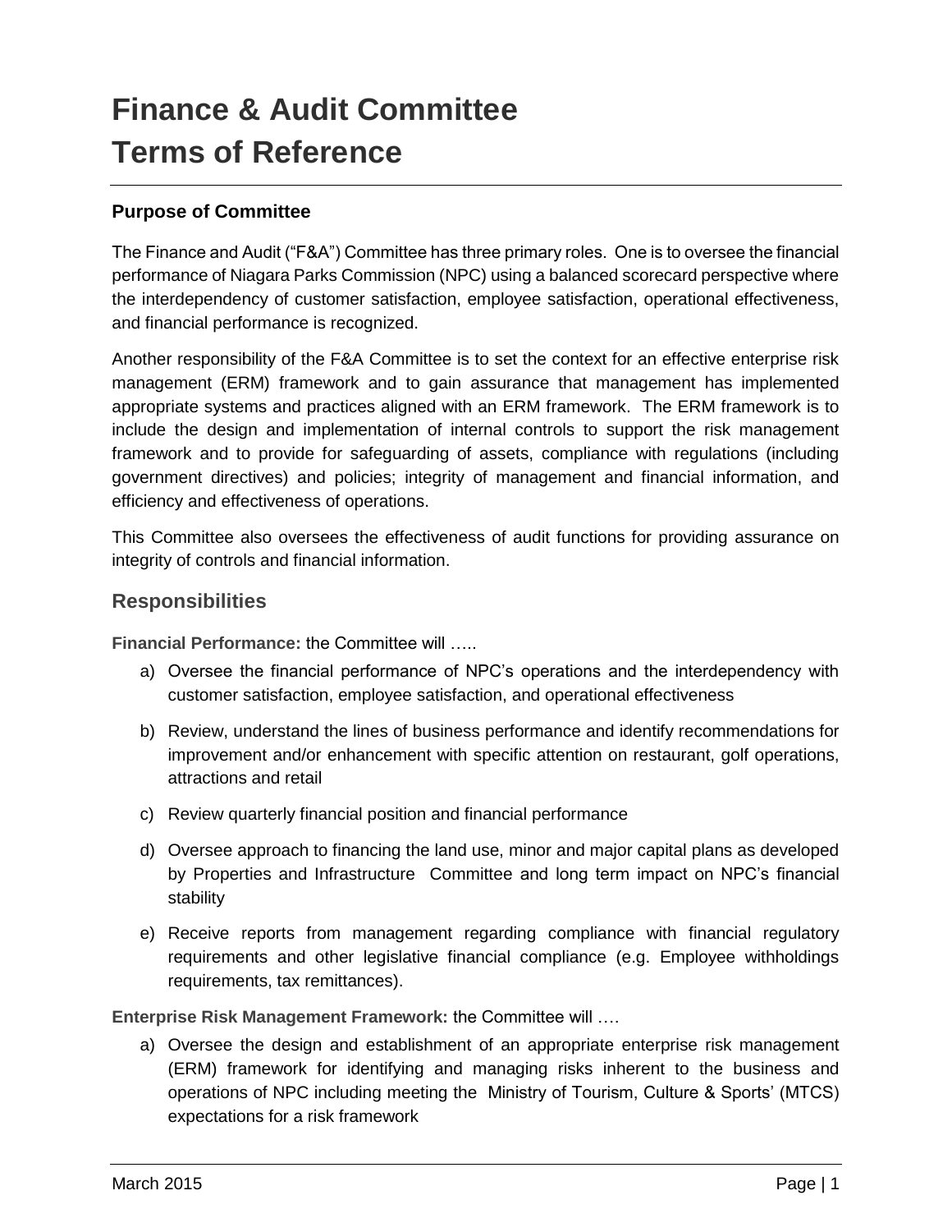# Finance & Audit Committee Terms of Reference

### Purpose of Committee

The Finance and Audit ("F&A") Committee has three primary roles. One is to oversee the financial performance of Niagara Parks Commission (NPC) using a balanced scorecard perspective where the interdependency of customer satisfaction, employee satisfaction, operational effectiveness, and financial performance is recognized.

Another responsibility of the F&A Committee is to set the context for an effective enterprise risk management (ERM) framework and to gain assurance that management has implemented appropriate systems and practices aligned with an ERM framework. The ERM framework is to include the design and implementation of internal controls to support the risk management framework and to provide for safeguarding of assets, compliance with regulations (including government directives) and policies; integrity of management and financial information, and efficiency and effectiveness of operations.

This Committee also oversees the effectiveness of audit functions for providing assurance on integrity of controls and financial information.

## Responsibilities

**Financial Performance:** the Committee will …..

a) Oversee the financial performance of NPC's operations and the interdependency with customer satisfaction, employee satisfaction, and operational effectiveness

b) Review, understand the lines of business performance and identify recommendations for improvement and/or enhancement with specific attention on restaurant, golf operations, attractions and retail

c) Review quarterly financial position and financial performance

d) Oversee approach to financing the land use, minor and major capital plans as developed by Properties and Infrastructure Committee and long term impact on NPC's financial stability

e) Receive reports from management regarding compliance with financial regulatory requirements and other legislative financial compliance (e.g. Employee withholdings requirements, tax remittances).

**Enterprise Risk Management Framework:** the Committee will ….

a) Oversee the design and establishment of an appropriate enterprise risk management (ERM) framework for identifying and managing risks inherent to the business and operations of NPC including meeting the Ministry of Tourism, Culture & Sports' (MTCS) expectations for a risk framework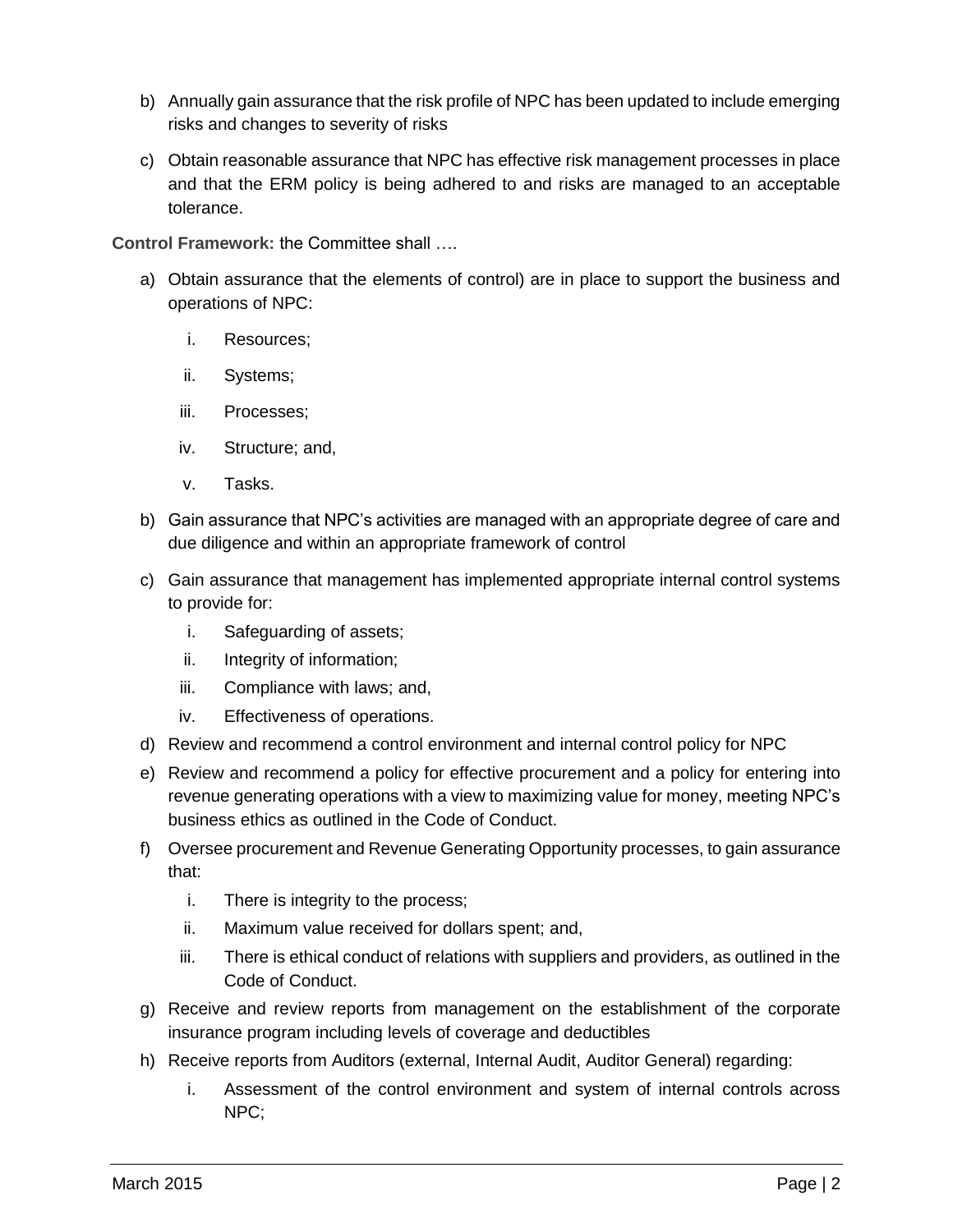b) Annually gain assurance that the risk profile of NPC has been updated to include emerging risks and changes to severity of risks

c) Obtain reasonable assurance that NPC has effective risk management processes in place and that the ERM policy is being adhered to and risks are managed to an acceptable tolerance.

**Control Framework:** the Committee shall ….

a) Obtain assurance that the elements of control) are in place to support the business and operations of NPC:

   i. Resources;

   ii. Systems;

   iii. Processes;

   iv. Structure; and,

   v. Tasks.

b) Gain assurance that NPC's activities are managed with an appropriate degree of care and due diligence and within an appropriate framework of control

c) Gain assurance that management has implemented appropriate internal control systems to provide for:

   i. Safeguarding of assets;

   ii. Integrity of information;

   iii. Compliance with laws; and,

   iv. Effectiveness of operations.

d) Review and recommend a control environment and internal control policy for NPC

e) Review and recommend a policy for effective procurement and a policy for entering into revenue generating operations with a view to maximizing value for money, meeting NPC's business ethics as outlined in the Code of Conduct.

f) Oversee procurement and Revenue Generating Opportunity processes, to gain assurance that:

   i. There is integrity to the process;

   ii. Maximum value received for dollars spent; and,

   iii. There is ethical conduct of relations with suppliers and providers, as outlined in the Code of Conduct.

g) Receive and review reports from management on the establishment of the corporate insurance program including levels of coverage and deductibles

h) Receive reports from Auditors (external, Internal Audit, Auditor General) regarding:

   i. Assessment of the control environment and system of internal controls across NPC;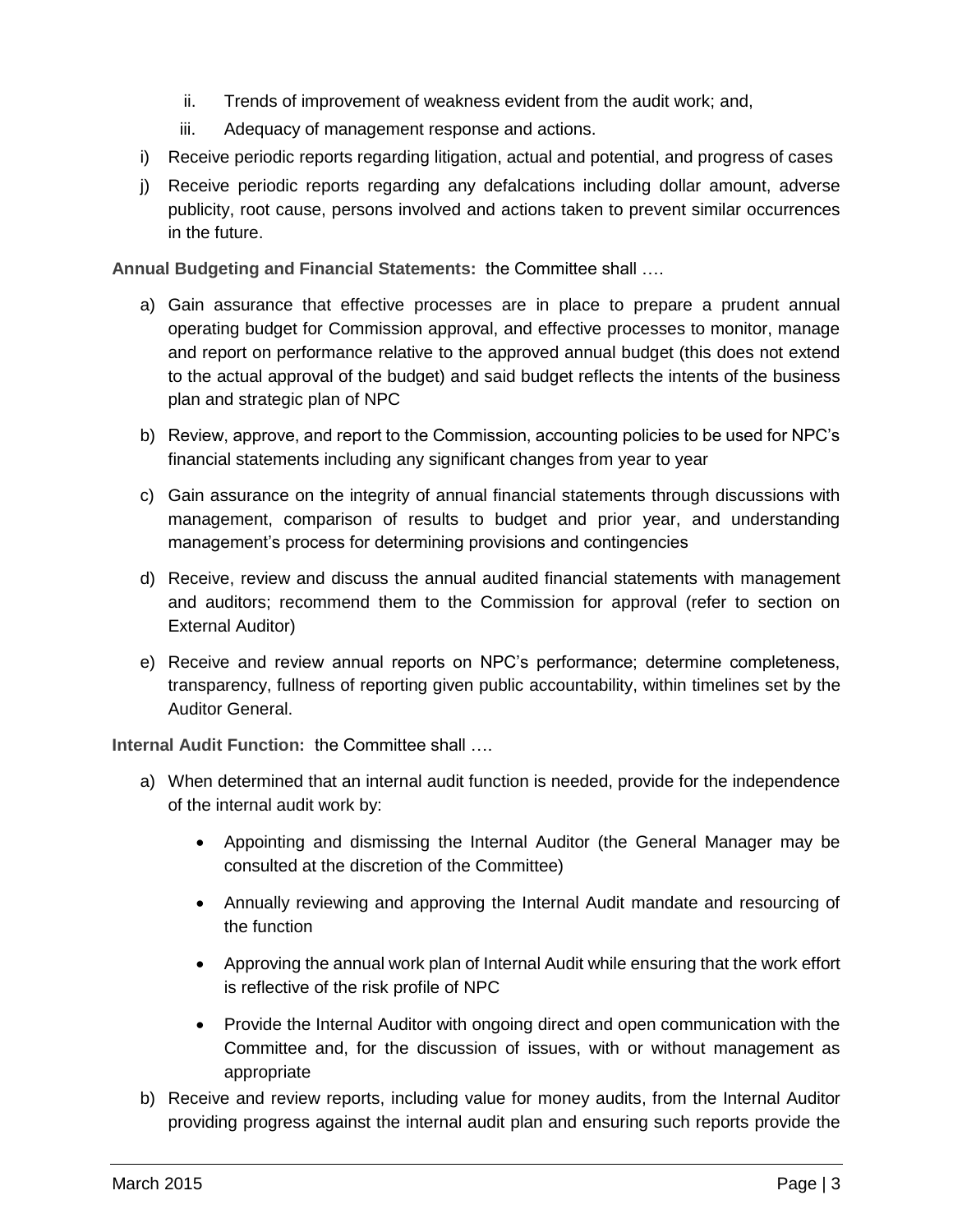ii. Trends of improvement of weakness evident from the audit work; and,

iii. Adequacy of management response and actions.

i) Receive periodic reports regarding litigation, actual and potential, and progress of cases

j) Receive periodic reports regarding any defalcations including dollar amount, adverse publicity, root cause, persons involved and actions taken to prevent similar occurrences in the future.

**Annual Budgeting and Financial Statements:** the Committee shall ….

a) Gain assurance that effective processes are in place to prepare a prudent annual operating budget for Commission approval, and effective processes to monitor, manage and report on performance relative to the approved annual budget (this does not extend to the actual approval of the budget) and said budget reflects the intents of the business plan and strategic plan of NPC

b) Review, approve, and report to the Commission, accounting policies to be used for NPC's financial statements including any significant changes from year to year

c) Gain assurance on the integrity of annual financial statements through discussions with management, comparison of results to budget and prior year, and understanding management's process for determining provisions and contingencies

d) Receive, review and discuss the annual audited financial statements with management and auditors; recommend them to the Commission for approval (refer to section on External Auditor)

e) Receive and review annual reports on NPC's performance; determine completeness, transparency, fullness of reporting given public accountability, within timelines set by the Auditor General.

**Internal Audit Function:** the Committee shall ….

a) When determined that an internal audit function is needed, provide for the independence of the internal audit work by:

- Appointing and dismissing the Internal Auditor (the General Manager may be consulted at the discretion of the Committee)
- Annually reviewing and approving the Internal Audit mandate and resourcing of the function
- Approving the annual work plan of Internal Audit while ensuring that the work effort is reflective of the risk profile of NPC
- Provide the Internal Auditor with ongoing direct and open communication with the Committee and, for the discussion of issues, with or without management as appropriate

b) Receive and review reports, including value for money audits, from the Internal Auditor providing progress against the internal audit plan and ensuring such reports provide the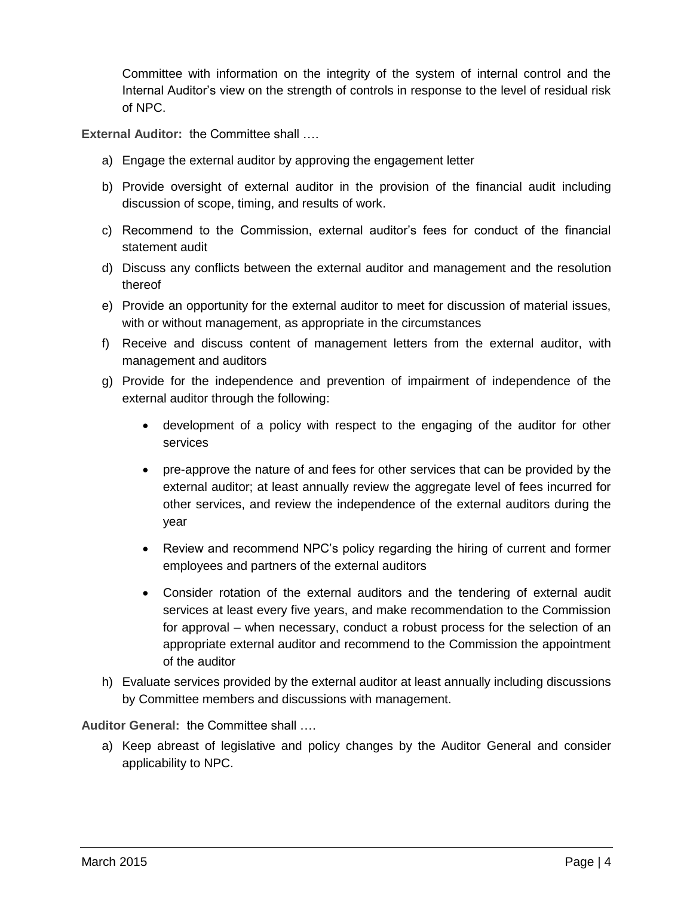Committee with information on the integrity of the system of internal control and the Internal Auditor's view on the strength of controls in response to the level of residual risk of NPC.

**External Auditor:** the Committee shall ….

a) Engage the external auditor by approving the engagement letter

b) Provide oversight of external auditor in the provision of the financial audit including discussion of scope, timing, and results of work.

c) Recommend to the Commission, external auditor's fees for conduct of the financial statement audit

d) Discuss any conflicts between the external auditor and management and the resolution thereof

e) Provide an opportunity for the external auditor to meet for discussion of material issues, with or without management, as appropriate in the circumstances

f) Receive and discuss content of management letters from the external auditor, with management and auditors

g) Provide for the independence and prevention of impairment of independence of the external auditor through the following:

   - development of a policy with respect to the engaging of the auditor for other services
   - pre-approve the nature of and fees for other services that can be provided by the external auditor; at least annually review the aggregate level of fees incurred for other services, and review the independence of the external auditors during the year
   - Review and recommend NPC's policy regarding the hiring of current and former employees and partners of the external auditors
   - Consider rotation of the external auditors and the tendering of external audit services at least every five years, and make recommendation to the Commission for approval – when necessary, conduct a robust process for the selection of an appropriate external auditor and recommend to the Commission the appointment of the auditor

h) Evaluate services provided by the external auditor at least annually including discussions by Committee members and discussions with management.

**Auditor General:** the Committee shall ….

a) Keep abreast of legislative and policy changes by the Auditor General and consider applicability to NPC.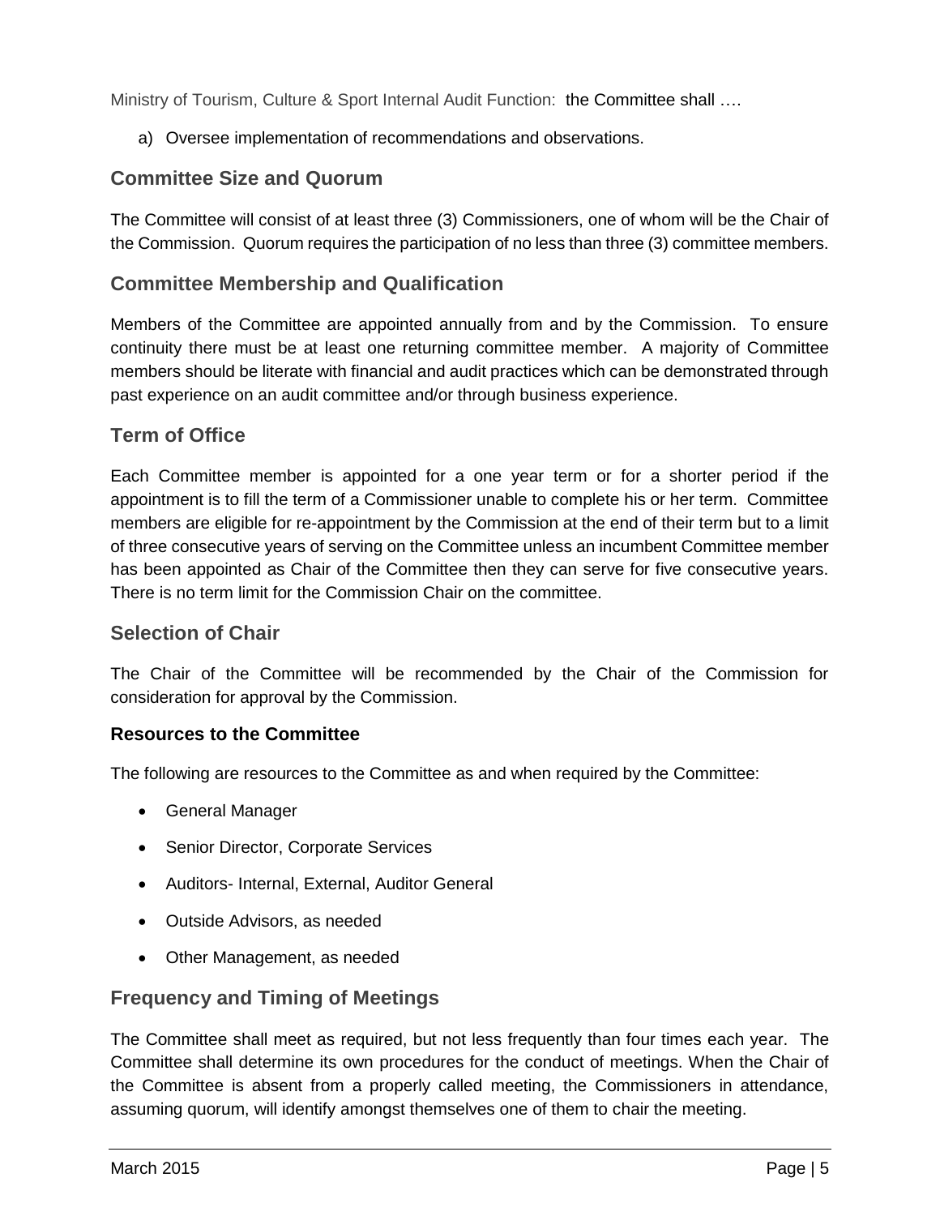Ministry of Tourism, Culture & Sport Internal Audit Function: the Committee shall ….

a) Oversee implementation of recommendations and observations.

## Committee Size and Quorum

The Committee will consist of at least three (3) Commissioners, one of whom will be the Chair of the Commission. Quorum requires the participation of no less than three (3) committee members.

## Committee Membership and Qualification

Members of the Committee are appointed annually from and by the Commission. To ensure continuity there must be at least one returning committee member. A majority of Committee members should be literate with financial and audit practices which can be demonstrated through past experience on an audit committee and/or through business experience.

## Term of Office

Each Committee member is appointed for a one year term or for a shorter period if the appointment is to fill the term of a Commissioner unable to complete his or her term. Committee members are eligible for re-appointment by the Commission at the end of their term but to a limit of three consecutive years of serving on the Committee unless an incumbent Committee member has been appointed as Chair of the Committee then they can serve for five consecutive years. There is no term limit for the Commission Chair on the committee.

## Selection of Chair

The Chair of the Committee will be recommended by the Chair of the Commission for consideration for approval by the Commission.

### Resources to the Committee

The following are resources to the Committee as and when required by the Committee:

- General Manager
- Senior Director, Corporate Services
- Auditors- Internal, External, Auditor General
- Outside Advisors, as needed
- Other Management, as needed

## Frequency and Timing of Meetings

The Committee shall meet as required, but not less frequently than four times each year. The Committee shall determine its own procedures for the conduct of meetings. When the Chair of the Committee is absent from a properly called meeting, the Commissioners in attendance, assuming quorum, will identify amongst themselves one of them to chair the meeting.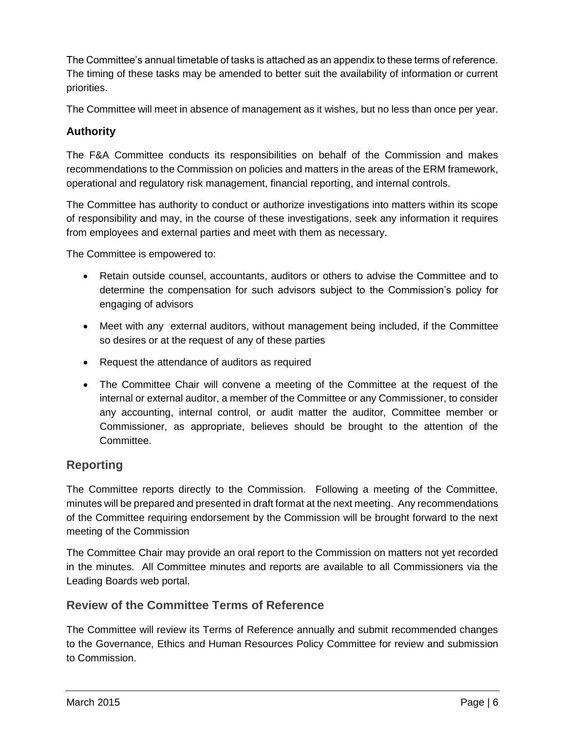The Committee's annual timetable of tasks is attached as an appendix to these terms of reference. The timing of these tasks may be amended to better suit the availability of information or current priorities.

The Committee will meet in absence of management as it wishes, but no less than once per year.

### Authority

The F&A Committee conducts its responsibilities on behalf of the Commission and makes recommendations to the Commission on policies and matters in the areas of the ERM framework, operational and regulatory risk management, financial reporting, and internal controls.

The Committee has authority to conduct or authorize investigations into matters within its scope of responsibility and may, in the course of these investigations, seek any information it requires from employees and external parties and meet with them as necessary.

The Committee is empowered to:

- Retain outside counsel, accountants, auditors or others to advise the Committee and to determine the compensation for such advisors subject to the Commission's policy for engaging of advisors
- Meet with any external auditors, without management being included, if the Committee so desires or at the request of any of these parties
- Request the attendance of auditors as required
- The Committee Chair will convene a meeting of the Committee at the request of the internal or external auditor, a member of the Committee or any Commissioner, to consider any accounting, internal control, or audit matter the auditor, Committee member or Commissioner, as appropriate, believes should be brought to the attention of the Committee.

## Reporting

The Committee reports directly to the Commission. Following a meeting of the Committee, minutes will be prepared and presented in draft format at the next meeting. Any recommendations of the Committee requiring endorsement by the Commission will be brought forward to the next meeting of the Commission

The Committee Chair may provide an oral report to the Commission on matters not yet recorded in the minutes. All Committee minutes and reports are available to all Commissioners via the Leading Boards web portal.

## Review of the Committee Terms of Reference

The Committee will review its Terms of Reference annually and submit recommended changes to the Governance, Ethics and Human Resources Policy Committee for review and submission to Commission.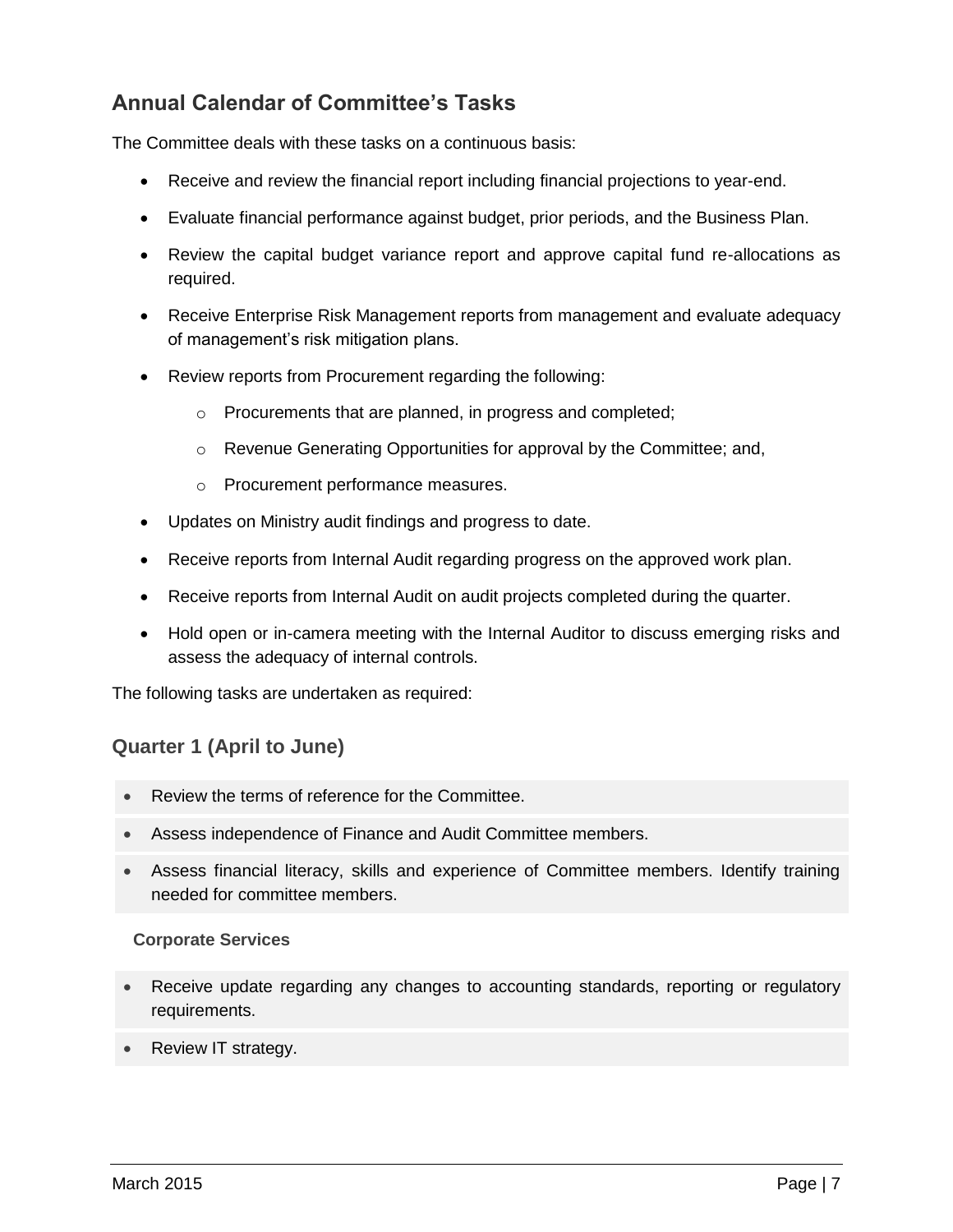## Annual Calendar of Committee's Tasks

The Committee deals with these tasks on a continuous basis:

- Receive and review the financial report including financial projections to year-end.
- Evaluate financial performance against budget, prior periods, and the Business Plan.
- Review the capital budget variance report and approve capital fund re-allocations as required.
- Receive Enterprise Risk Management reports from management and evaluate adequacy of management's risk mitigation plans.
- Review reports from Procurement regarding the following:
    - Procurements that are planned, in progress and completed;
    - Revenue Generating Opportunities for approval by the Committee; and,
    - Procurement performance measures.
- Updates on Ministry audit findings and progress to date.
- Receive reports from Internal Audit regarding progress on the approved work plan.
- Receive reports from Internal Audit on audit projects completed during the quarter.
- Hold open or in-camera meeting with the Internal Auditor to discuss emerging risks and assess the adequacy of internal controls.

The following tasks are undertaken as required:

### Quarter 1 (April to June)

- Review the terms of reference for the Committee.
- Assess independence of Finance and Audit Committee members.
- Assess financial literacy, skills and experience of Committee members. Identify training needed for committee members.

**Corporate Services**

- Receive update regarding any changes to accounting standards, reporting or regulatory requirements.
- Review IT strategy.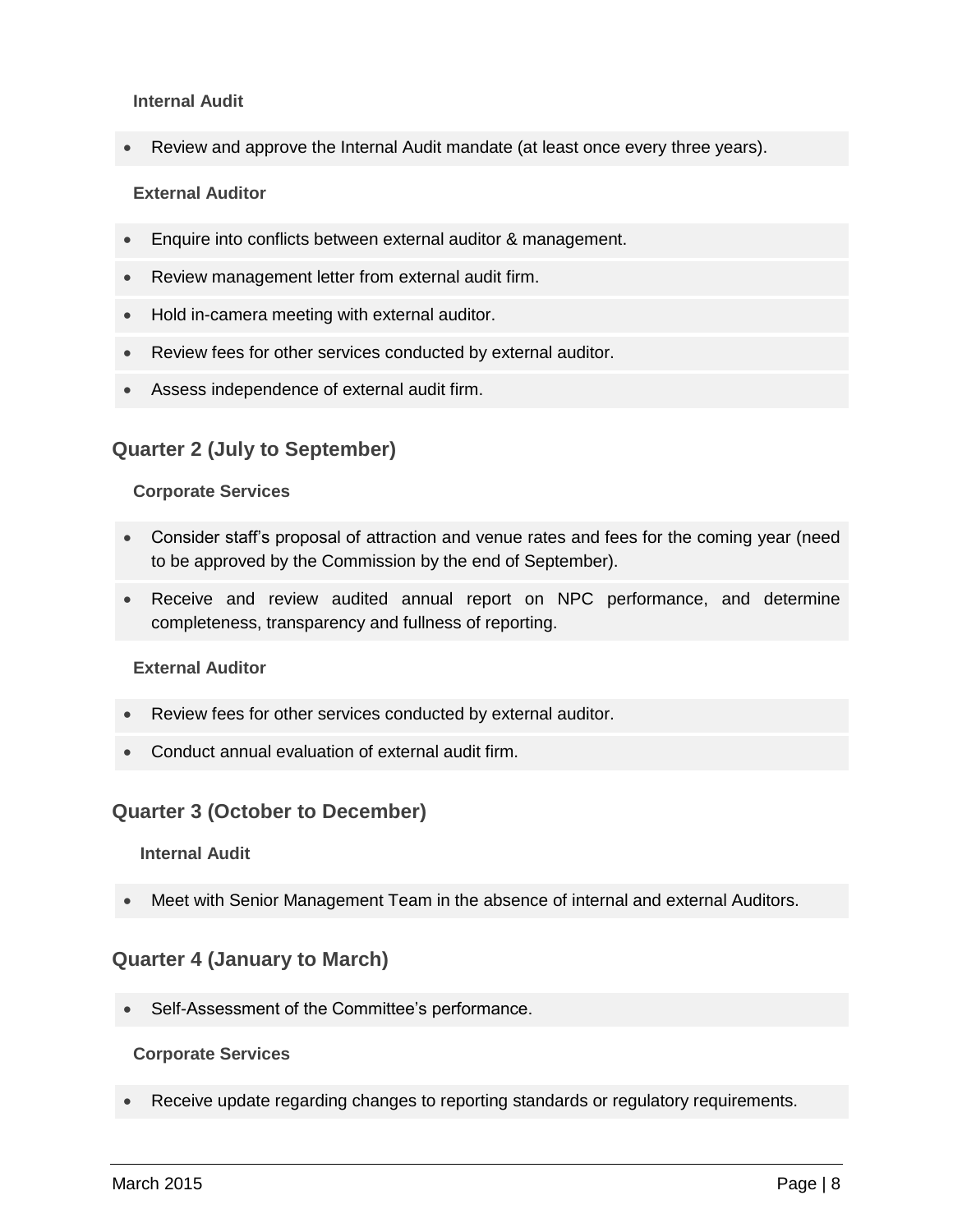#### Internal Audit

- Review and approve the Internal Audit mandate (at least once every three years).

#### External Auditor

- Enquire into conflicts between external auditor & management.
- Review management letter from external audit firm.
- Hold in-camera meeting with external auditor.
- Review fees for other services conducted by external auditor.
- Assess independence of external audit firm.

### Quarter 2 (July to September)

#### Corporate Services

- Consider staff's proposal of attraction and venue rates and fees for the coming year (need to be approved by the Commission by the end of September).
- Receive and review audited annual report on NPC performance, and determine completeness, transparency and fullness of reporting.

#### External Auditor

- Review fees for other services conducted by external auditor.
- Conduct annual evaluation of external audit firm.

### Quarter 3 (October to December)

#### Internal Audit

- Meet with Senior Management Team in the absence of internal and external Auditors.

### Quarter 4 (January to March)

- Self-Assessment of the Committee's performance.

#### Corporate Services

- Receive update regarding changes to reporting standards or regulatory requirements.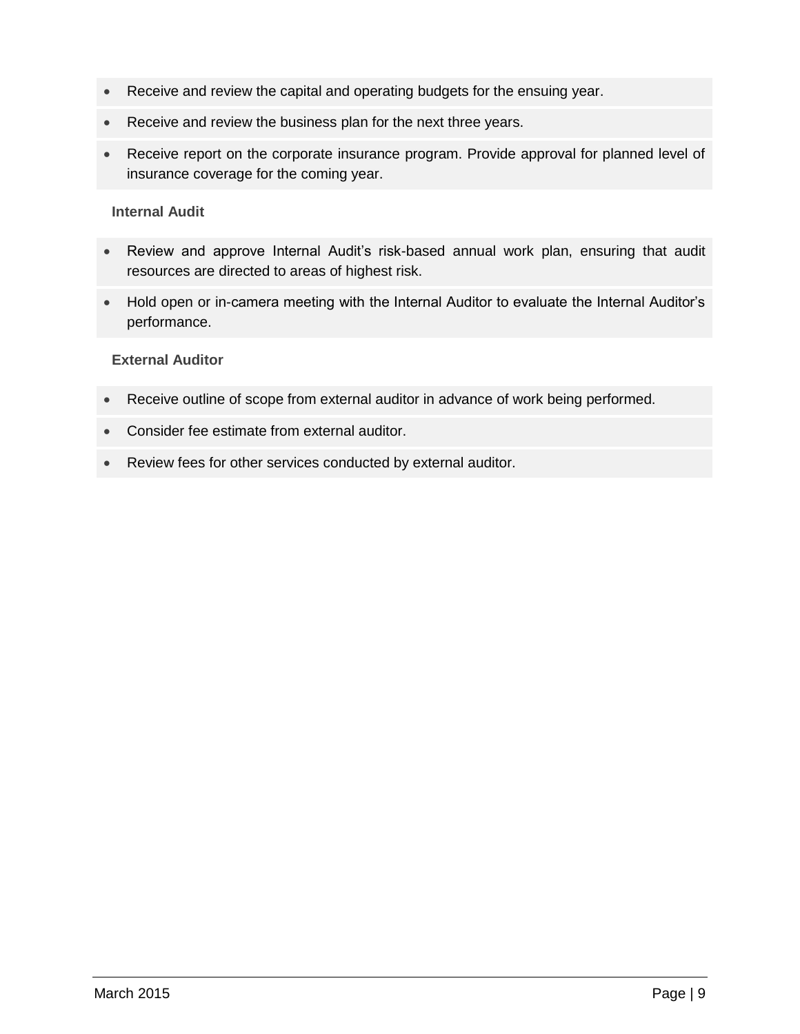- Receive and review the capital and operating budgets for the ensuing year.
- Receive and review the business plan for the next three years.
- Receive report on the corporate insurance program. Provide approval for planned level of insurance coverage for the coming year.

**Internal Audit**

- Review and approve Internal Audit's risk-based annual work plan, ensuring that audit resources are directed to areas of highest risk.
- Hold open or in-camera meeting with the Internal Auditor to evaluate the Internal Auditor's performance.

**External Auditor**

- Receive outline of scope from external auditor in advance of work being performed.
- Consider fee estimate from external auditor.
- Review fees for other services conducted by external auditor.